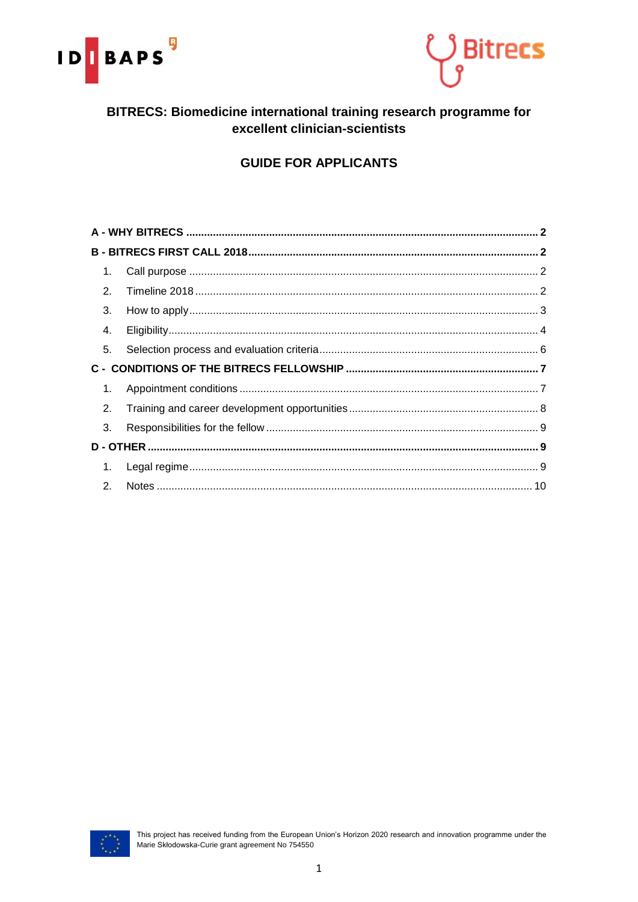# BITRECS: Biomedicine international training research programme for excellent clinician-scientists

## GUIDE FOR APPLICANTS

**A - WHY BITRECS** ..... **2**

**B - BITRECS FIRST CALL 2018** ..... **2**

1. Call purpose ..... 2
2. Timeline 2018 ..... 2
3. How to apply ..... 3
4. Eligibility ..... 4
5. Selection process and evaluation criteria ..... 6

**C - CONDITIONS OF THE BITRECS FELLOWSHIP** ..... **7**

1. Appointment conditions ..... 7
2. Training and career development opportunities ..... 8
3. Responsibilities for the fellow ..... 9

**D - OTHER** ..... **9**

1. Legal regime ..... 9
2. Notes ..... 10

This project has received funding from the European Union's Horizon 2020 research and innovation programme under the Marie Skłodowska-Curie grant agreement No 754550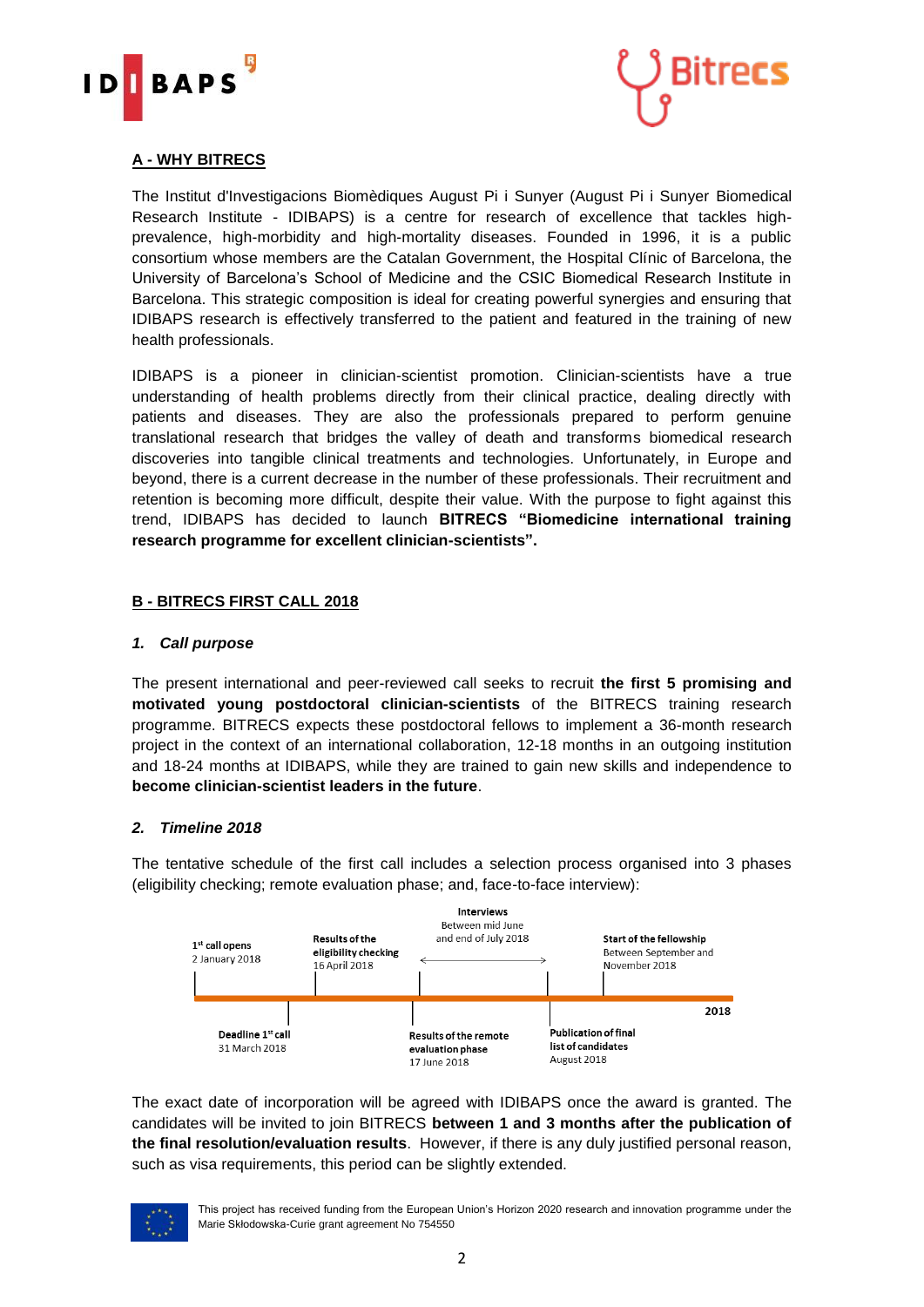## A - WHY BITRECS

The Institut d'Investigacions Biomèdiques August Pi i Sunyer (August Pi i Sunyer Biomedical Research Institute - IDIBAPS) is a centre for research of excellence that tackles high-prevalence, high-morbidity and high-mortality diseases. Founded in 1996, it is a public consortium whose members are the Catalan Government, the Hospital Clínic of Barcelona, the University of Barcelona's School of Medicine and the CSIC Biomedical Research Institute in Barcelona. This strategic composition is ideal for creating powerful synergies and ensuring that IDIBAPS research is effectively transferred to the patient and featured in the training of new health professionals.

IDIBAPS is a pioneer in clinician-scientist promotion. Clinician-scientists have a true understanding of health problems directly from their clinical practice, dealing directly with patients and diseases. They are also the professionals prepared to perform genuine translational research that bridges the valley of death and transforms biomedical research discoveries into tangible clinical treatments and technologies. Unfortunately, in Europe and beyond, there is a current decrease in the number of these professionals. Their recruitment and retention is becoming more difficult, despite their value. With the purpose to fight against this trend, IDIBAPS has decided to launch **BITRECS "Biomedicine international training research programme for excellent clinician-scientists".**

## B - BITRECS FIRST CALL 2018

### *1. Call purpose*

The present international and peer-reviewed call seeks to recruit **the first 5 promising and motivated young postdoctoral clinician-scientists** of the BITRECS training research programme. BITRECS expects these postdoctoral fellows to implement a 36-month research project in the context of an international collaboration, 12-18 months in an outgoing institution and 18-24 months at IDIBAPS, while they are trained to gain new skills and independence to **become clinician-scientist leaders in the future**.

### *2. Timeline 2018*

The tentative schedule of the first call includes a selection process organised into 3 phases (eligibility checking; remote evaluation phase; and, face-to-face interview):

- **1st call opens**: 2 January 2018
- **Deadline 1st call**: 31 March 2018
- **Results of the eligibility checking**: 16 April 2018
- **Results of the remote evaluation phase**: 17 June 2018
- **Interviews**: Between mid June and end of July 2018
- **Publication of final list of candidates**: August 2018
- **Start of the fellowship**: Between September and November 2018

The exact date of incorporation will be agreed with IDIBAPS once the award is granted. The candidates will be invited to join BITRECS **between 1 and 3 months after the publication of the final resolution/evaluation results**. However, if there is any duly justified personal reason, such as visa requirements, this period can be slightly extended.

This project has received funding from the European Union's Horizon 2020 research and innovation programme under the Marie Skłodowska-Curie grant agreement No 754550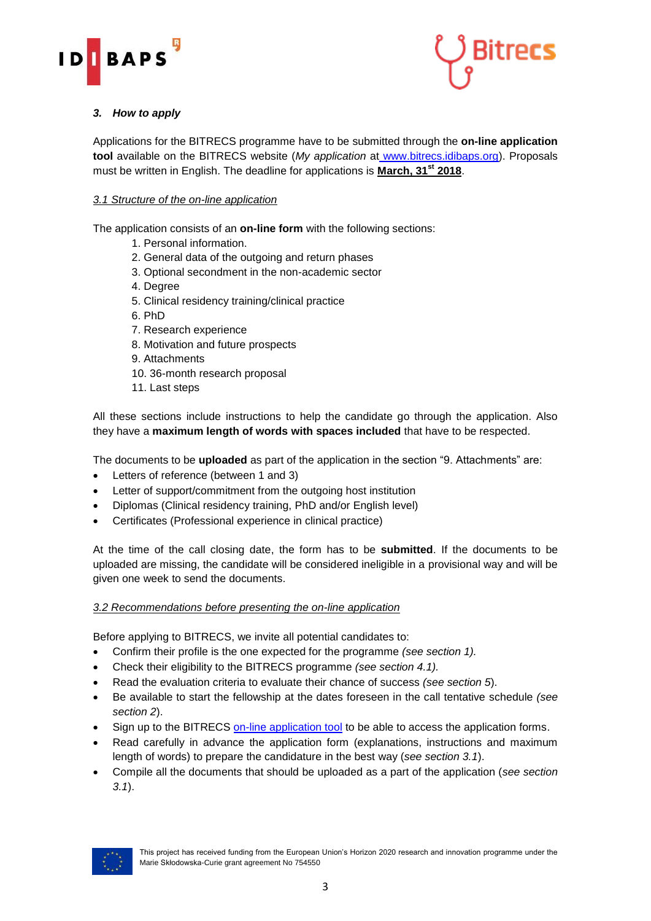### *3. How to apply*

Applications for the BITRECS programme have to be submitted through the **on-line application tool** available on the BITRECS website (*My application* at www.bitrecs.idibaps.org). Proposals must be written in English. The deadline for applications is **March, 31$^{st}$ 2018**.

*3.1 Structure of the on-line application*

The application consists of an **on-line form** with the following sections:

1. Personal information.
2. General data of the outgoing and return phases
3. Optional secondment in the non-academic sector
4. Degree
5. Clinical residency training/clinical practice
6. PhD
7. Research experience
8. Motivation and future prospects
9. Attachments
10. 36-month research proposal
11. Last steps

All these sections include instructions to help the candidate go through the application. Also they have a **maximum length of words with spaces included** that have to be respected.

The documents to be **uploaded** as part of the application in the section "9. Attachments" are:

- Letters of reference (between 1 and 3)
- Letter of support/commitment from the outgoing host institution
- Diplomas (Clinical residency training, PhD and/or English level)
- Certificates (Professional experience in clinical practice)

At the time of the call closing date, the form has to be **submitted**. If the documents to be uploaded are missing, the candidate will be considered ineligible in a provisional way and will be given one week to send the documents.

*3.2 Recommendations before presenting the on-line application*

Before applying to BITRECS, we invite all potential candidates to:

- Confirm their profile is the one expected for the programme *(see section 1).*
- Check their eligibility to the BITRECS programme *(see section 4.1).*
- Read the evaluation criteria to evaluate their chance of success *(see section 5*).
- Be available to start the fellowship at the dates foreseen in the call tentative schedule *(see section 2*).
- Sign up to the BITRECS on-line application tool to be able to access the application forms.
- Read carefully in advance the application form (explanations, instructions and maximum length of words) to prepare the candidature in the best way (*see section 3.1*).
- Compile all the documents that should be uploaded as a part of the application (*see section 3.1*).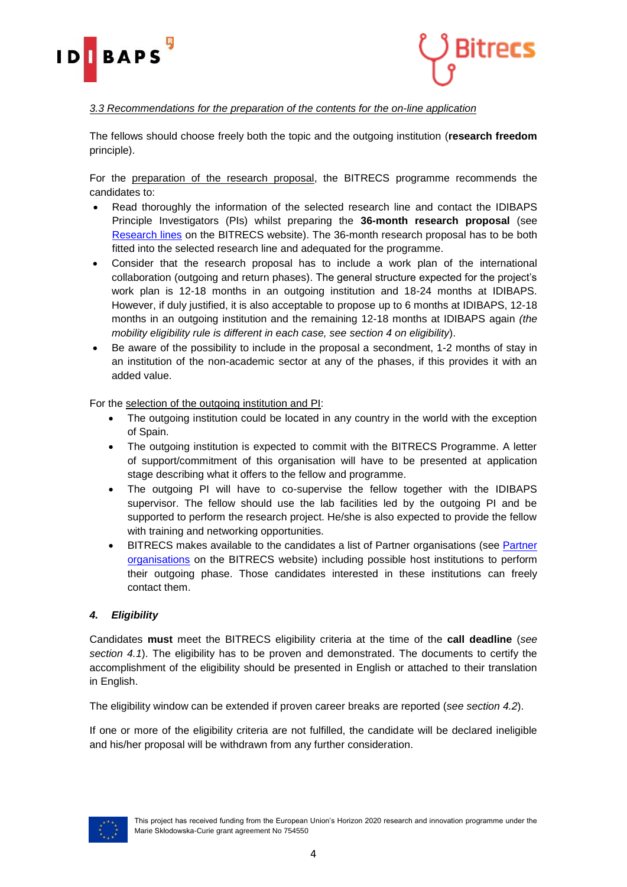*3.3 Recommendations for the preparation of the contents for the on-line application*

The fellows should choose freely both the topic and the outgoing institution (**research freedom** principle).

For the preparation of the research proposal, the BITRECS programme recommends the candidates to:

- Read thoroughly the information of the selected research line and contact the IDIBAPS Principle Investigators (PIs) whilst preparing the **36-month research proposal** (see Research lines on the BITRECS website). The 36-month research proposal has to be both fitted into the selected research line and adequated for the programme.
- Consider that the research proposal has to include a work plan of the international collaboration (outgoing and return phases). The general structure expected for the project's work plan is 12-18 months in an outgoing institution and 18-24 months at IDIBAPS. However, if duly justified, it is also acceptable to propose up to 6 months at IDIBAPS, 12-18 months in an outgoing institution and the remaining 12-18 months at IDIBAPS again *(the mobility eligibility rule is different in each case, see section 4 on eligibility*).
- Be aware of the possibility to include in the proposal a secondment, 1-2 months of stay in an institution of the non-academic sector at any of the phases, if this provides it with an added value.

For the selection of the outgoing institution and PI:

- The outgoing institution could be located in any country in the world with the exception of Spain.
- The outgoing institution is expected to commit with the BITRECS Programme. A letter of support/commitment of this organisation will have to be presented at application stage describing what it offers to the fellow and programme.
- The outgoing PI will have to co-supervise the fellow together with the IDIBAPS supervisor. The fellow should use the lab facilities led by the outgoing PI and be supported to perform the research project. He/she is also expected to provide the fellow with training and networking opportunities.
- BITRECS makes available to the candidates a list of Partner organisations (see Partner organisations on the BITRECS website) including possible host institutions to perform their outgoing phase. Those candidates interested in these institutions can freely contact them.

## *4. Eligibility*

Candidates **must** meet the BITRECS eligibility criteria at the time of the **call deadline** (*see section 4.1*). The eligibility has to be proven and demonstrated. The documents to certify the accomplishment of the eligibility should be presented in English or attached to their translation in English.

The eligibility window can be extended if proven career breaks are reported (*see section 4.2*).

If one or more of the eligibility criteria are not fulfilled, the candidate will be declared ineligible and his/her proposal will be withdrawn from any further consideration.

This project has received funding from the European Union's Horizon 2020 research and innovation programme under the Marie Skłodowska-Curie grant agreement No 754550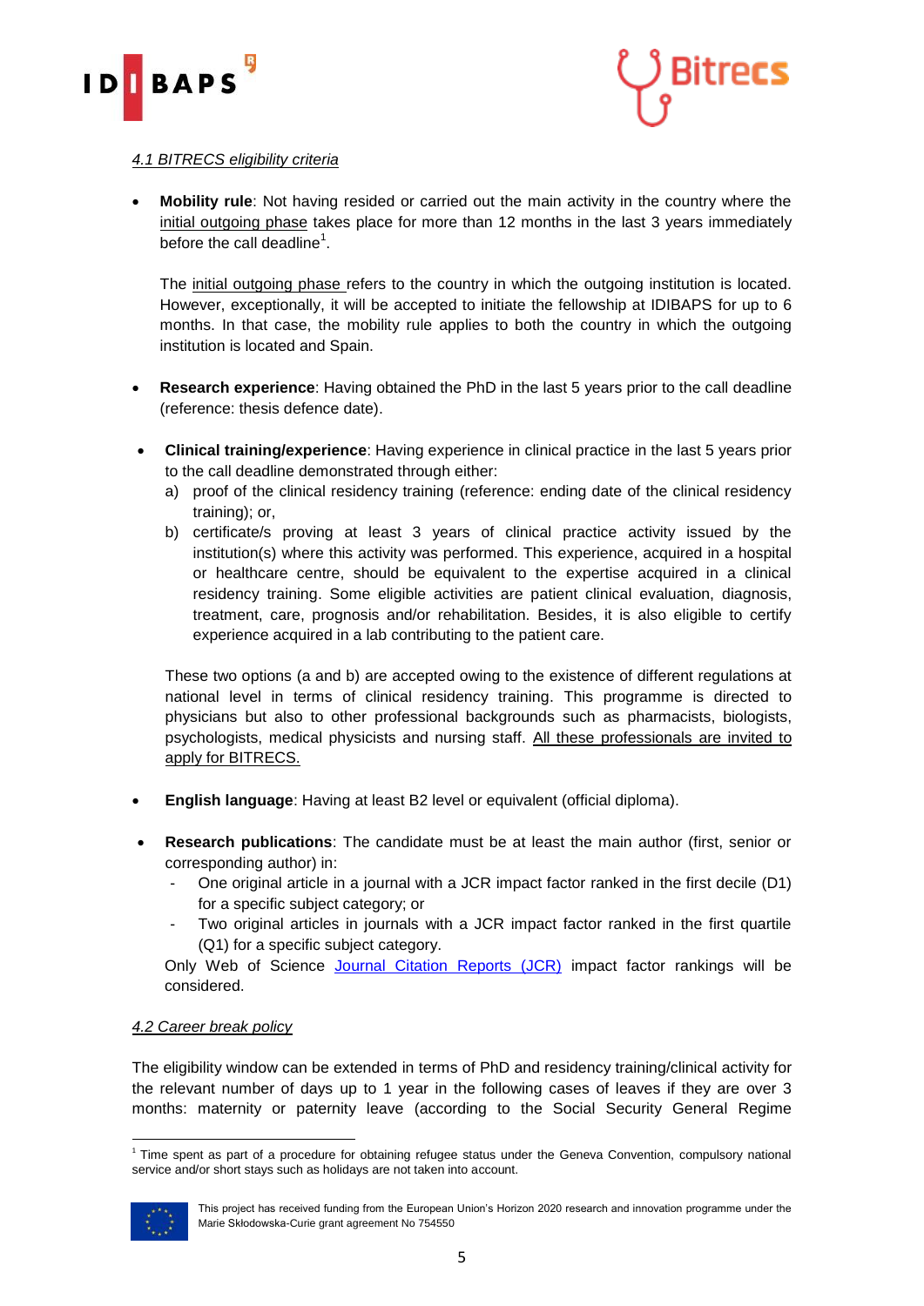#### *4.1 BITRECS eligibility criteria*

- **Mobility rule**: Not having resided or carried out the main activity in the country where the initial outgoing phase takes place for more than 12 months in the last 3 years immediately before the call deadline[1].

  The initial outgoing phase refers to the country in which the outgoing institution is located. However, exceptionally, it will be accepted to initiate the fellowship at IDIBAPS for up to 6 months. In that case, the mobility rule applies to both the country in which the outgoing institution is located and Spain.

- **Research experience**: Having obtained the PhD in the last 5 years prior to the call deadline (reference: thesis defence date).

- **Clinical training/experience**: Having experience in clinical practice in the last 5 years prior to the call deadline demonstrated through either:
  a) proof of the clinical residency training (reference: ending date of the clinical residency training); or,
  b) certificate/s proving at least 3 years of clinical practice activity issued by the institution(s) where this activity was performed. This experience, acquired in a hospital or healthcare centre, should be equivalent to the expertise acquired in a clinical residency training. Some eligible activities are patient clinical evaluation, diagnosis, treatment, care, prognosis and/or rehabilitation. Besides, it is also eligible to certify experience acquired in a lab contributing to the patient care.

  These two options (a and b) are accepted owing to the existence of different regulations at national level in terms of clinical residency training. This programme is directed to physicians but also to other professional backgrounds such as pharmacists, biologists, psychologists, medical physicists and nursing staff. All these professionals are invited to apply for BITRECS.

- **English language**: Having at least B2 level or equivalent (official diploma).

- **Research publications**: The candidate must be at least the main author (first, senior or corresponding author) in:
  - One original article in a journal with a JCR impact factor ranked in the first decile (D1) for a specific subject category; or
  - Two original articles in journals with a JCR impact factor ranked in the first quartile (Q1) for a specific subject category.

  Only Web of Science Journal Citation Reports (JCR) impact factor rankings will be considered.

#### *4.2 Career break policy*

The eligibility window can be extended in terms of PhD and residency training/clinical activity for the relevant number of days up to 1 year in the following cases of leaves if they are over 3 months: maternity or paternity leave (according to the Social Security General Regime

[1] Time spent as part of a procedure for obtaining refugee status under the Geneva Convention, compulsory national service and/or short stays such as holidays are not taken into account.

This project has received funding from the European Union's Horizon 2020 research and innovation programme under the Marie Skłodowska-Curie grant agreement No 754550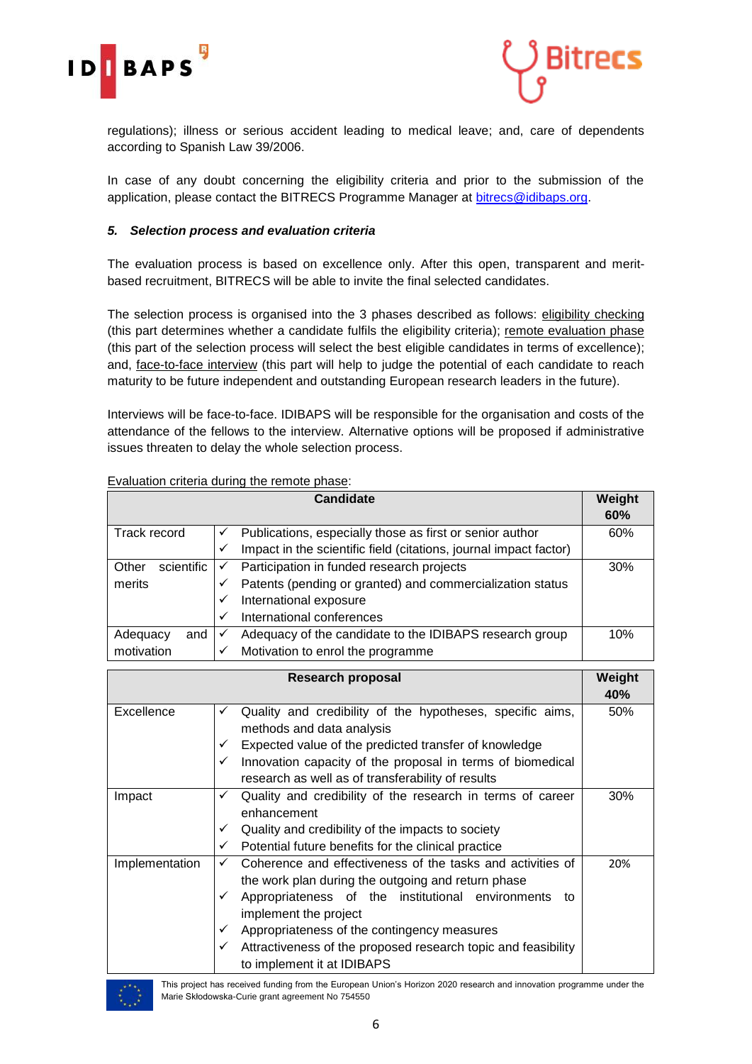regulations); illness or serious accident leading to medical leave; and, care of dependents according to Spanish Law 39/2006.

In case of any doubt concerning the eligibility criteria and prior to the submission of the application, please contact the BITRECS Programme Manager at bitrecs@idibaps.org.

### *5. Selection process and evaluation criteria*

The evaluation process is based on excellence only. After this open, transparent and merit-based recruitment, BITRECS will be able to invite the final selected candidates.

The selection process is organised into the 3 phases described as follows: eligibility checking (this part determines whether a candidate fulfils the eligibility criteria); remote evaluation phase (this part of the selection process will select the best eligible candidates in terms of excellence); and, face-to-face interview (this part will help to judge the potential of each candidate to reach maturity to be future independent and outstanding European research leaders in the future).

Interviews will be face-to-face. IDIBAPS will be responsible for the organisation and costs of the attendance of the fellows to the interview. Alternative options will be proposed if administrative issues threaten to delay the whole selection process.

Evaluation criteria during the remote phase:

| **Candidate** | | **Weight 60%** |
|---|---|---|
| Track record | ✓ Publications, especially those as first or senior author<br>✓ Impact in the scientific field (citations, journal impact factor) | 60% |
| Other scientific merits | ✓ Participation in funded research projects<br>✓ Patents (pending or granted) and commercialization status<br>✓ International exposure<br>✓ International conferences | 30% |
| Adequacy and motivation | ✓ Adequacy of the candidate to the IDIBAPS research group<br>✓ Motivation to enrol the programme | 10% |

| **Research proposal** | | **Weight 40%** |
|---|---|---|
| Excellence | ✓ Quality and credibility of the hypotheses, specific aims, methods and data analysis<br>✓ Expected value of the predicted transfer of knowledge<br>✓ Innovation capacity of the proposal in terms of biomedical research as well as of transferability of results | 50% |
| Impact | ✓ Quality and credibility of the research in terms of career enhancement<br>✓ Quality and credibility of the impacts to society<br>✓ Potential future benefits for the clinical practice | 30% |
| Implementation | ✓ Coherence and effectiveness of the tasks and activities of the work plan during the outgoing and return phase<br>✓ Appropriateness of the institutional environments to implement the project<br>✓ Appropriateness of the contingency measures<br>✓ Attractiveness of the proposed research topic and feasibility to implement it at IDIBAPS | 20% |

This project has received funding from the European Union's Horizon 2020 research and innovation programme under the Marie Skłodowska-Curie grant agreement No 754550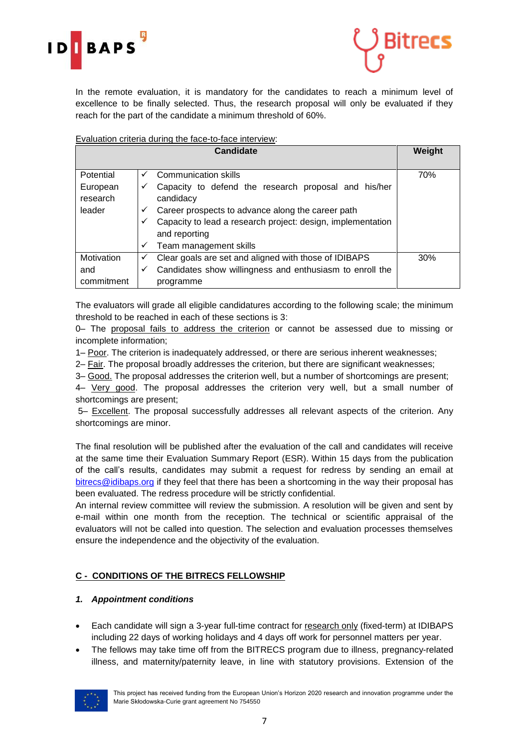In the remote evaluation, it is mandatory for the candidates to reach a minimum level of excellence to be finally selected. Thus, the research proposal will only be evaluated if they reach for the part of the candidate a minimum threshold of 60%.

Evaluation criteria during the face-to-face interview:

| Candidate | | Weight |
|---|---|---|
| Potential European research leader | ✓ Communication skills<br>✓ Capacity to defend the research proposal and his/her candidacy<br>✓ Career prospects to advance along the career path<br>✓ Capacity to lead a research project: design, implementation and reporting<br>✓ Team management skills | 70% |
| Motivation and commitment | ✓ Clear goals are set and aligned with those of IDIBAPS<br>✓ Candidates show willingness and enthusiasm to enroll the programme | 30% |

The evaluators will grade all eligible candidatures according to the following scale; the minimum threshold to be reached in each of these sections is 3:

0– The proposal fails to address the criterion or cannot be assessed due to missing or incomplete information;

1– Poor. The criterion is inadequately addressed, or there are serious inherent weaknesses;

2– Fair. The proposal broadly addresses the criterion, but there are significant weaknesses;

3– Good. The proposal addresses the criterion well, but a number of shortcomings are present;

4– Very good. The proposal addresses the criterion very well, but a small number of shortcomings are present;

5– Excellent. The proposal successfully addresses all relevant aspects of the criterion. Any shortcomings are minor.

The final resolution will be published after the evaluation of the call and candidates will receive at the same time their Evaluation Summary Report (ESR). Within 15 days from the publication of the call's results, candidates may submit a request for redress by sending an email at bitrecs@idibaps.org if they feel that there has been a shortcoming in the way their proposal has been evaluated. The redress procedure will be strictly confidential.

An internal review committee will review the submission. A resolution will be given and sent by e-mail within one month from the reception. The technical or scientific appraisal of the evaluators will not be called into question. The selection and evaluation processes themselves ensure the independence and the objectivity of the evaluation.

## C - CONDITIONS OF THE BITRECS FELLOWSHIP

### *1. Appointment conditions*

- Each candidate will sign a 3-year full-time contract for research only (fixed-term) at IDIBAPS including 22 days of working holidays and 4 days off work for personnel matters per year.
- The fellows may take time off from the BITRECS program due to illness, pregnancy-related illness, and maternity/paternity leave, in line with statutory provisions. Extension of the

This project has received funding from the European Union's Horizon 2020 research and innovation programme under the Marie Skłodowska-Curie grant agreement No 754550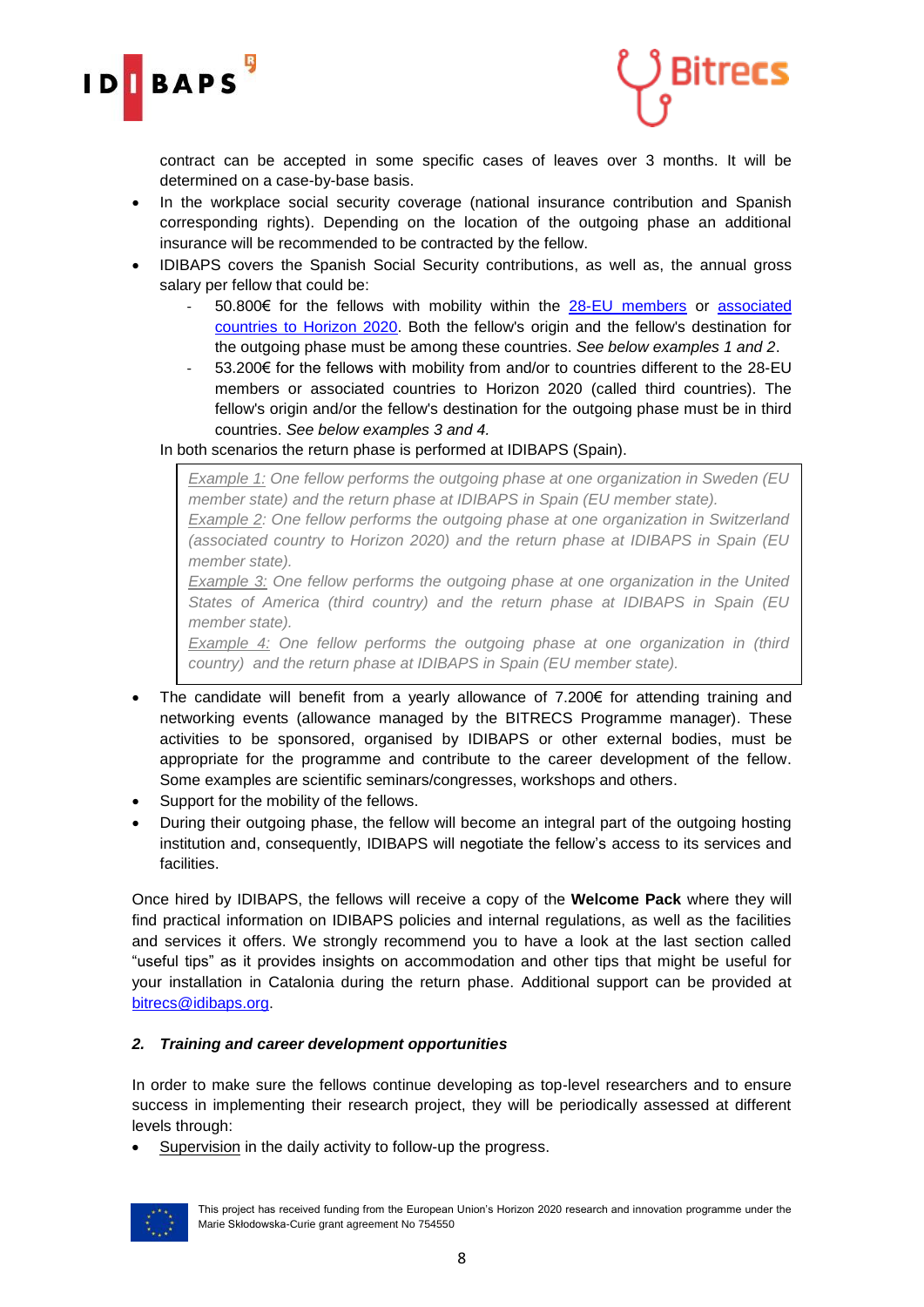contract can be accepted in some specific cases of leaves over 3 months. It will be determined on a case-by-base basis.

- In the workplace social security coverage (national insurance contribution and Spanish corresponding rights). Depending on the location of the outgoing phase an additional insurance will be recommended to be contracted by the fellow.
- IDIBAPS covers the Spanish Social Security contributions, as well as, the annual gross salary per fellow that could be:
  - 50.800€ for the fellows with mobility within the 28-EU members or associated countries to Horizon 2020. Both the fellow's origin and the fellow's destination for the outgoing phase must be among these countries. *See below examples 1 and 2*.
  - 53.200€ for the fellows with mobility from and/or to countries different to the 28-EU members or associated countries to Horizon 2020 (called third countries). The fellow's origin and/or the fellow's destination for the outgoing phase must be in third countries. *See below examples 3 and 4.*

  In both scenarios the return phase is performed at IDIBAPS (Spain).

  > *Example 1: One fellow performs the outgoing phase at one organization in Sweden (EU member state) and the return phase at IDIBAPS in Spain (EU member state).*
  > *Example 2: One fellow performs the outgoing phase at one organization in Switzerland (associated country to Horizon 2020) and the return phase at IDIBAPS in Spain (EU member state).*
  > *Example 3: One fellow performs the outgoing phase at one organization in the United States of America (third country) and the return phase at IDIBAPS in Spain (EU member state).*
  > *Example 4: One fellow performs the outgoing phase at one organization in (third country) and the return phase at IDIBAPS in Spain (EU member state).*

- The candidate will benefit from a yearly allowance of 7.200€ for attending training and networking events (allowance managed by the BITRECS Programme manager). These activities to be sponsored, organised by IDIBAPS or other external bodies, must be appropriate for the programme and contribute to the career development of the fellow. Some examples are scientific seminars/congresses, workshops and others.
- Support for the mobility of the fellows.
- During their outgoing phase, the fellow will become an integral part of the outgoing hosting institution and, consequently, IDIBAPS will negotiate the fellow's access to its services and facilities.

Once hired by IDIBAPS, the fellows will receive a copy of the **Welcome Pack** where they will find practical information on IDIBAPS policies and internal regulations, as well as the facilities and services it offers. We strongly recommend you to have a look at the last section called "useful tips" as it provides insights on accommodation and other tips that might be useful for your installation in Catalonia during the return phase. Additional support can be provided at bitrecs@idibaps.org.

## *2. Training and career development opportunities*

In order to make sure the fellows continue developing as top-level researchers and to ensure success in implementing their research project, they will be periodically assessed at different levels through:

- Supervision in the daily activity to follow-up the progress.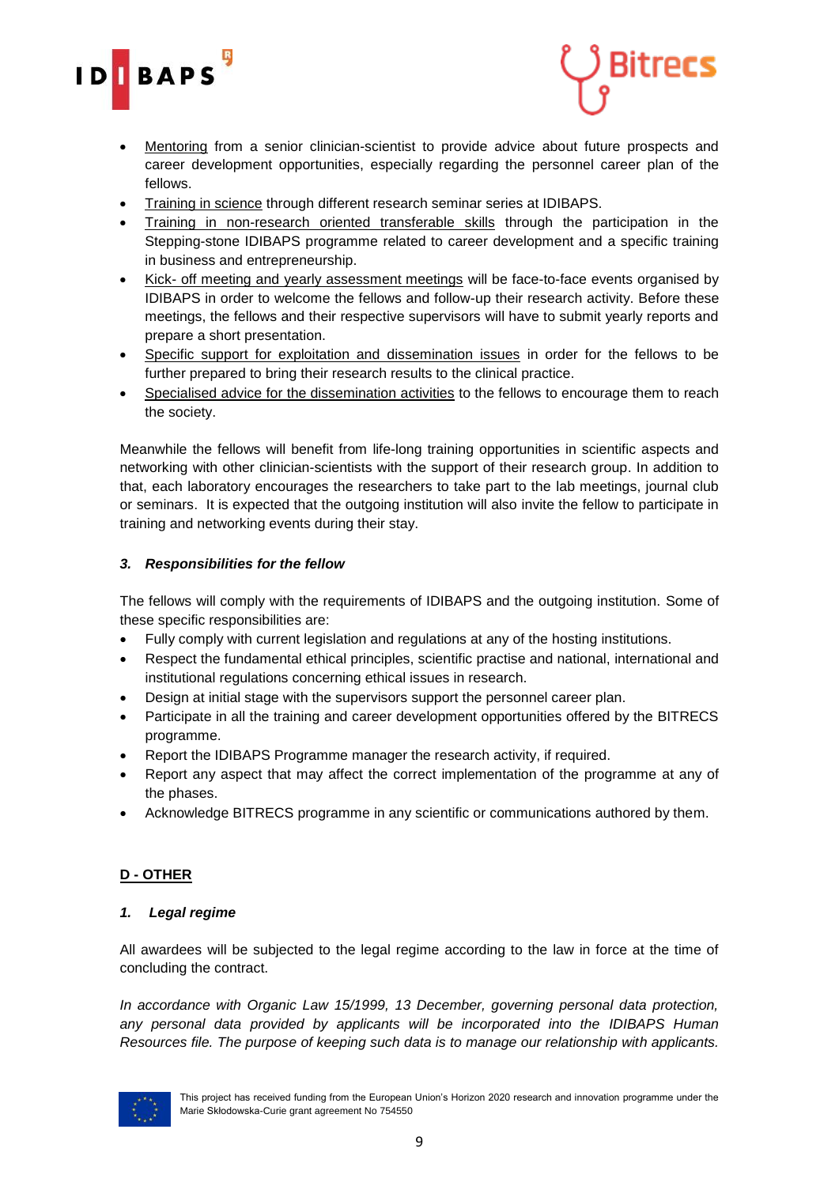- Mentoring from a senior clinician-scientist to provide advice about future prospects and career development opportunities, especially regarding the personnel career plan of the fellows.
- Training in science through different research seminar series at IDIBAPS.
- Training in non-research oriented transferable skills through the participation in the Stepping-stone IDIBAPS programme related to career development and a specific training in business and entrepreneurship.
- Kick- off meeting and yearly assessment meetings will be face-to-face events organised by IDIBAPS in order to welcome the fellows and follow-up their research activity. Before these meetings, the fellows and their respective supervisors will have to submit yearly reports and prepare a short presentation.
- Specific support for exploitation and dissemination issues in order for the fellows to be further prepared to bring their research results to the clinical practice.
- Specialised advice for the dissemination activities to the fellows to encourage them to reach the society.

Meanwhile the fellows will benefit from life-long training opportunities in scientific aspects and networking with other clinician-scientists with the support of their research group. In addition to that, each laboratory encourages the researchers to take part to the lab meetings, journal club or seminars. It is expected that the outgoing institution will also invite the fellow to participate in training and networking events during their stay.

### *3. Responsibilities for the fellow*

The fellows will comply with the requirements of IDIBAPS and the outgoing institution. Some of these specific responsibilities are:

- Fully comply with current legislation and regulations at any of the hosting institutions.
- Respect the fundamental ethical principles, scientific practise and national, international and institutional regulations concerning ethical issues in research.
- Design at initial stage with the supervisors support the personnel career plan.
- Participate in all the training and career development opportunities offered by the BITRECS programme.
- Report the IDIBAPS Programme manager the research activity, if required.
- Report any aspect that may affect the correct implementation of the programme at any of the phases.
- Acknowledge BITRECS programme in any scientific or communications authored by them.

## D - OTHER

### *1. Legal regime*

All awardees will be subjected to the legal regime according to the law in force at the time of concluding the contract.

*In accordance with Organic Law 15/1999, 13 December, governing personal data protection, any personal data provided by applicants will be incorporated into the IDIBAPS Human Resources file. The purpose of keeping such data is to manage our relationship with applicants.*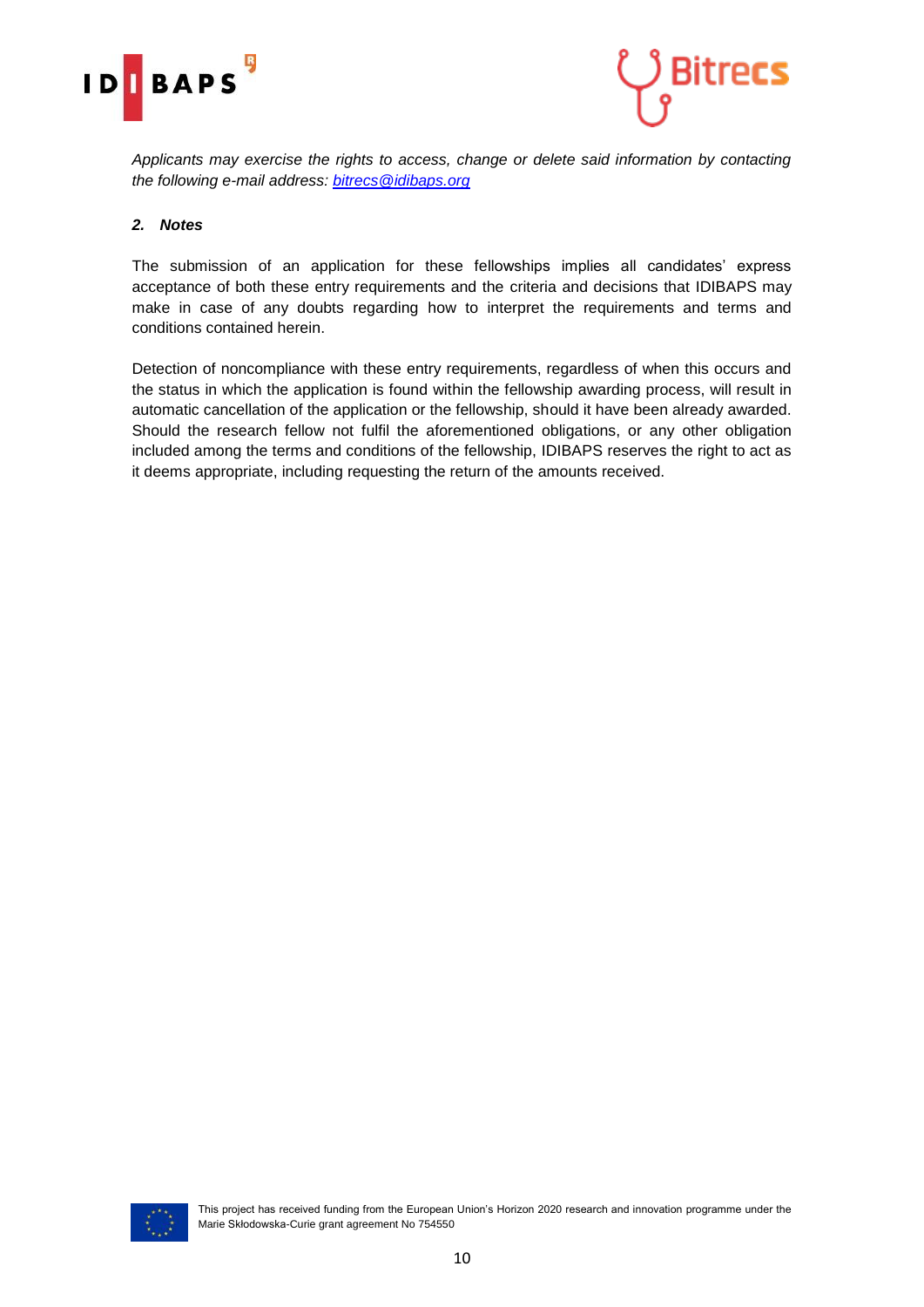*Applicants may exercise the rights to access, change or delete said information by contacting the following e-mail address: [bitrecs@idibaps.org](mailto:bitrecs@idibaps.org)*

### *2. Notes*

The submission of an application for these fellowships implies all candidates' express acceptance of both these entry requirements and the criteria and decisions that IDIBAPS may make in case of any doubts regarding how to interpret the requirements and terms and conditions contained herein.

Detection of noncompliance with these entry requirements, regardless of when this occurs and the status in which the application is found within the fellowship awarding process, will result in automatic cancellation of the application or the fellowship, should it have been already awarded. Should the research fellow not fulfil the aforementioned obligations, or any other obligation included among the terms and conditions of the fellowship, IDIBAPS reserves the right to act as it deems appropriate, including requesting the return of the amounts received.